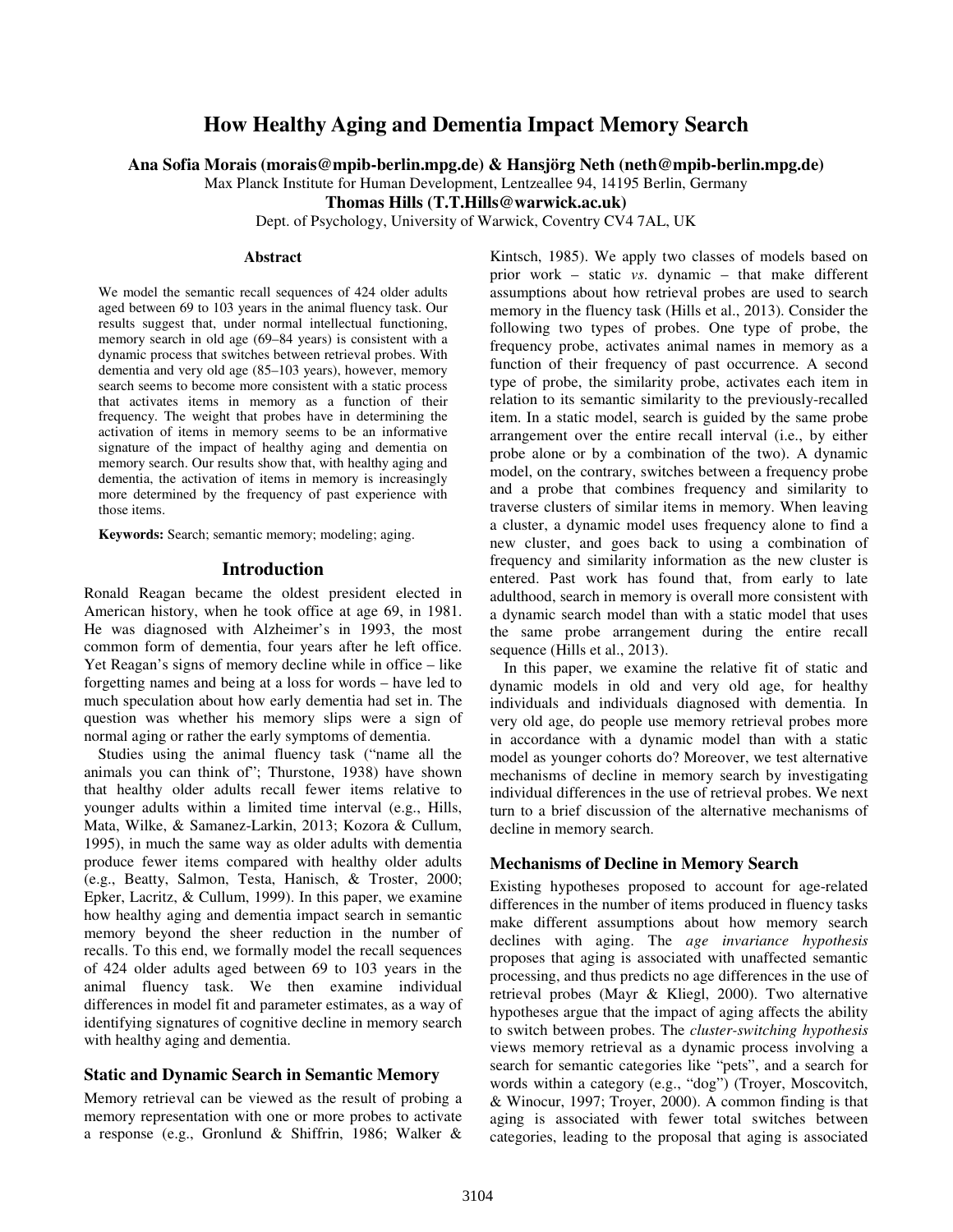# How Healthy Aging and Dementia Impact Memory Search

**Ana Sofia Morais (morais@mpib-berlin.mpg.de) & Hansjörg Neth (neth@mpib-berlin.mpg.de)**

Max Planck Institute for Human Development, Lentzeallee 94, 14195 Berlin, Germany

**Thomas Hills (T.T.Hills@warwick.ac.uk)**

Dept. of Psychology, University of Warwick, Coventry CV4 7AL, UK

## Abstract

We model the semantic recall sequences of 424 older adults aged between 69 to 103 years in the animal fluency task. Our results suggest that, under normal intellectual functioning, memory search in old age (69–84 years) is consistent with a dynamic process that switches between retrieval probes. With dementia and very old age (85–103 years), however, memory search seems to become more consistent with a static process that activates items in memory as a function of their frequency. The weight that probes have in determining the activation of items in memory seems to be an informative signature of the impact of healthy aging and dementia on memory search. Our results show that, with healthy aging and dementia, the activation of items in memory is increasingly more determined by the frequency of past experience with those items.

**Keywords:** Search; semantic memory; modeling; aging.

## Introduction

Ronald Reagan became the oldest president elected in American history, when he took office at age 69, in 1981. He was diagnosed with Alzheimer's in 1993, the most common form of dementia, four years after he left office. Yet Reagan's signs of memory decline while in office – like forgetting names and being at a loss for words – have led to much speculation about how early dementia had set in. The question was whether his memory slips were a sign of normal aging or rather the early symptoms of dementia.

Studies using the animal fluency task ("name all the animals you can think of"; Thurstone, 1938) have shown that healthy older adults recall fewer items relative to younger adults within a limited time interval (e.g., Hills, Mata, Wilke, & Samanez-Larkin, 2013; Kozora & Cullum, 1995), in much the same way as older adults with dementia produce fewer items compared with healthy older adults (e.g., Beatty, Salmon, Testa, Hanisch, & Troster, 2000; Epker, Lacritz, & Cullum, 1999). In this paper, we examine how healthy aging and dementia impact search in semantic memory beyond the sheer reduction in the number of recalls. To this end, we formally model the recall sequences of 424 older adults aged between 69 to 103 years in the animal fluency task. We then examine individual differences in model fit and parameter estimates, as a way of identifying signatures of cognitive decline in memory search with healthy aging and dementia.

### Static and Dynamic Search in Semantic Memory

Memory retrieval can be viewed as the result of probing a memory representation with one or more probes to activate a response (e.g., Gronlund & Shiffrin, 1986; Walker & Kintsch, 1985). We apply two classes of models based on prior work – static *vs*. dynamic – that make different assumptions about how retrieval probes are used to search memory in the fluency task (Hills et al., 2013). Consider the following two types of probes. One type of probe, the frequency probe, activates animal names in memory as a function of their frequency of past occurrence. A second type of probe, the similarity probe, activates each item in relation to its semantic similarity to the previously-recalled item. In a static model, search is guided by the same probe arrangement over the entire recall interval (i.e., by either probe alone or by a combination of the two). A dynamic model, on the contrary, switches between a frequency probe and a probe that combines frequency and similarity to traverse clusters of similar items in memory. When leaving a cluster, a dynamic model uses frequency alone to find a new cluster, and goes back to using a combination of frequency and similarity information as the new cluster is entered. Past work has found that, from early to late adulthood, search in memory is overall more consistent with a dynamic search model than with a static model that uses the same probe arrangement during the entire recall sequence (Hills et al., 2013).

In this paper, we examine the relative fit of static and dynamic models in old and very old age, for healthy individuals and individuals diagnosed with dementia. In very old age, do people use memory retrieval probes more in accordance with a dynamic model than with a static model as younger cohorts do? Moreover, we test alternative mechanisms of decline in memory search by investigating individual differences in the use of retrieval probes. We next turn to a brief discussion of the alternative mechanisms of decline in memory search.

### Mechanisms of Decline in Memory Search

Existing hypotheses proposed to account for age-related differences in the number of items produced in fluency tasks make different assumptions about how memory search declines with aging. The *age invariance hypothesis* proposes that aging is associated with unaffected semantic processing, and thus predicts no age differences in the use of retrieval probes (Mayr & Kliegl, 2000). Two alternative hypotheses argue that the impact of aging affects the ability to switch between probes. The *cluster-switching hypothesis* views memory retrieval as a dynamic process involving a search for semantic categories like "pets", and a search for words within a category (e.g., "dog") (Troyer, Moscovitch, & Winocur, 1997; Troyer, 2000). A common finding is that aging is associated with fewer total switches between categories, leading to the proposal that aging is associated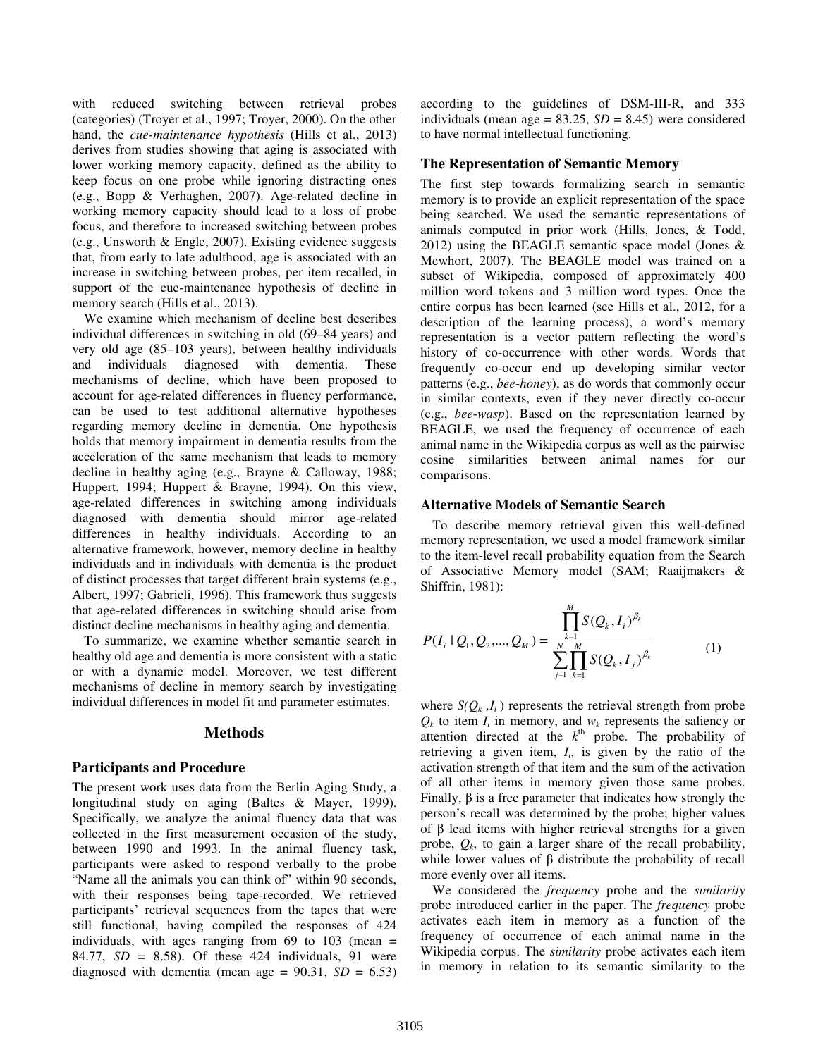with reduced switching between retrieval probes (categories) (Troyer et al., 1997; Troyer, 2000). On the other hand, the *cue-maintenance hypothesis* (Hills et al., 2013) derives from studies showing that aging is associated with lower working memory capacity, defined as the ability to keep focus on one probe while ignoring distracting ones (e.g., Bopp & Verhaghen, 2007). Age-related decline in working memory capacity should lead to a loss of probe focus, and therefore to increased switching between probes (e.g., Unsworth & Engle, 2007). Existing evidence suggests that, from early to late adulthood, age is associated with an increase in switching between probes, per item recalled, in support of the cue-maintenance hypothesis of decline in memory search (Hills et al., 2013).

We examine which mechanism of decline best describes individual differences in switching in old (69–84 years) and very old age (85–103 years), between healthy individuals and individuals diagnosed with dementia. These mechanisms of decline, which have been proposed to account for age-related differences in fluency performance, can be used to test additional alternative hypotheses regarding memory decline in dementia. One hypothesis holds that memory impairment in dementia results from the acceleration of the same mechanism that leads to memory decline in healthy aging (e.g., Brayne & Calloway, 1988; Huppert, 1994; Huppert & Brayne, 1994). On this view, age-related differences in switching among individuals diagnosed with dementia should mirror age-related differences in healthy individuals. According to an alternative framework, however, memory decline in healthy individuals and in individuals with dementia is the product of distinct processes that target different brain systems (e.g., Albert, 1997; Gabrieli, 1996). This framework thus suggests that age-related differences in switching should arise from distinct decline mechanisms in healthy aging and dementia.

To summarize, we examine whether semantic search in healthy old age and dementia is more consistent with a static or with a dynamic model. Moreover, we test different mechanisms of decline in memory search by investigating individual differences in model fit and parameter estimates.

## Methods

### Participants and Procedure

The present work uses data from the Berlin Aging Study, a longitudinal study on aging (Baltes & Mayer, 1999). Specifically, we analyze the animal fluency data that was collected in the first measurement occasion of the study, between 1990 and 1993. In the animal fluency task, participants were asked to respond verbally to the probe "Name all the animals you can think of" within 90 seconds, with their responses being tape-recorded. We retrieved participants' retrieval sequences from the tapes that were still functional, having compiled the responses of 424 individuals, with ages ranging from 69 to 103 (mean = 84.77, *SD* = 8.58). Of these 424 individuals, 91 were diagnosed with dementia (mean age = 90.31, *SD* = 6.53) according to the guidelines of DSM-III-R, and 333 individuals (mean age = 83.25, *SD* = 8.45) were considered to have normal intellectual functioning.

### The Representation of Semantic Memory

The first step towards formalizing search in semantic memory is to provide an explicit representation of the space being searched. We used the semantic representations of animals computed in prior work (Hills, Jones, & Todd, 2012) using the BEAGLE semantic space model (Jones & Mewhort, 2007). The BEAGLE model was trained on a subset of Wikipedia, composed of approximately 400 million word tokens and 3 million word types. Once the entire corpus has been learned (see Hills et al., 2012, for a description of the learning process), a word's memory representation is a vector pattern reflecting the word's history of co-occurrence with other words. Words that frequently co-occur end up developing similar vector patterns (e.g., *bee-honey*), as do words that commonly occur in similar contexts, even if they never directly co-occur (e.g., *bee-wasp*). Based on the representation learned by BEAGLE, we used the frequency of occurrence of each animal name in the Wikipedia corpus as well as the pairwise cosine similarities between animal names for our comparisons.

### Alternative Models of Semantic Search

To describe memory retrieval given this well-defined memory representation, we used a model framework similar to the item-level recall probability equation from the Search of Associative Memory model (SAM; Raaijmakers & Shiffrin, 1981):

$$P(I_i \mid Q_1, Q_2, ..., Q_M) = \frac{\prod_{k=1}^{M} S(Q_k, I_i)^{\beta_k}}{\sum_{j=1}^{N} \prod_{k=1}^{M} S(Q_k, I_j)^{\beta_k}} \quad (1)$$

where $S(Q_k, I_i)$ represents the retrieval strength from probe $Q_k$ to item $I_i$ in memory, and $w_k$ represents the saliency or attention directed at the $k^{\text{th}}$ probe. The probability of retrieving a given item, $I_i$, is given by the ratio of the activation strength of that item and the sum of the activation of all other items in memory given those same probes. Finally, $\beta$ is a free parameter that indicates how strongly the person's recall was determined by the probe; higher values of $\beta$ lead items with higher retrieval strengths for a given probe, $Q_k$, to gain a larger share of the recall probability, while lower values of $\beta$ distribute the probability of recall more evenly over all items.

We considered the *frequency* probe and the *similarity* probe introduced earlier in the paper. The *frequency* probe activates each item in memory as a function of the frequency of occurrence of each animal name in the Wikipedia corpus. The *similarity* probe activates each item in memory in relation to its semantic similarity to the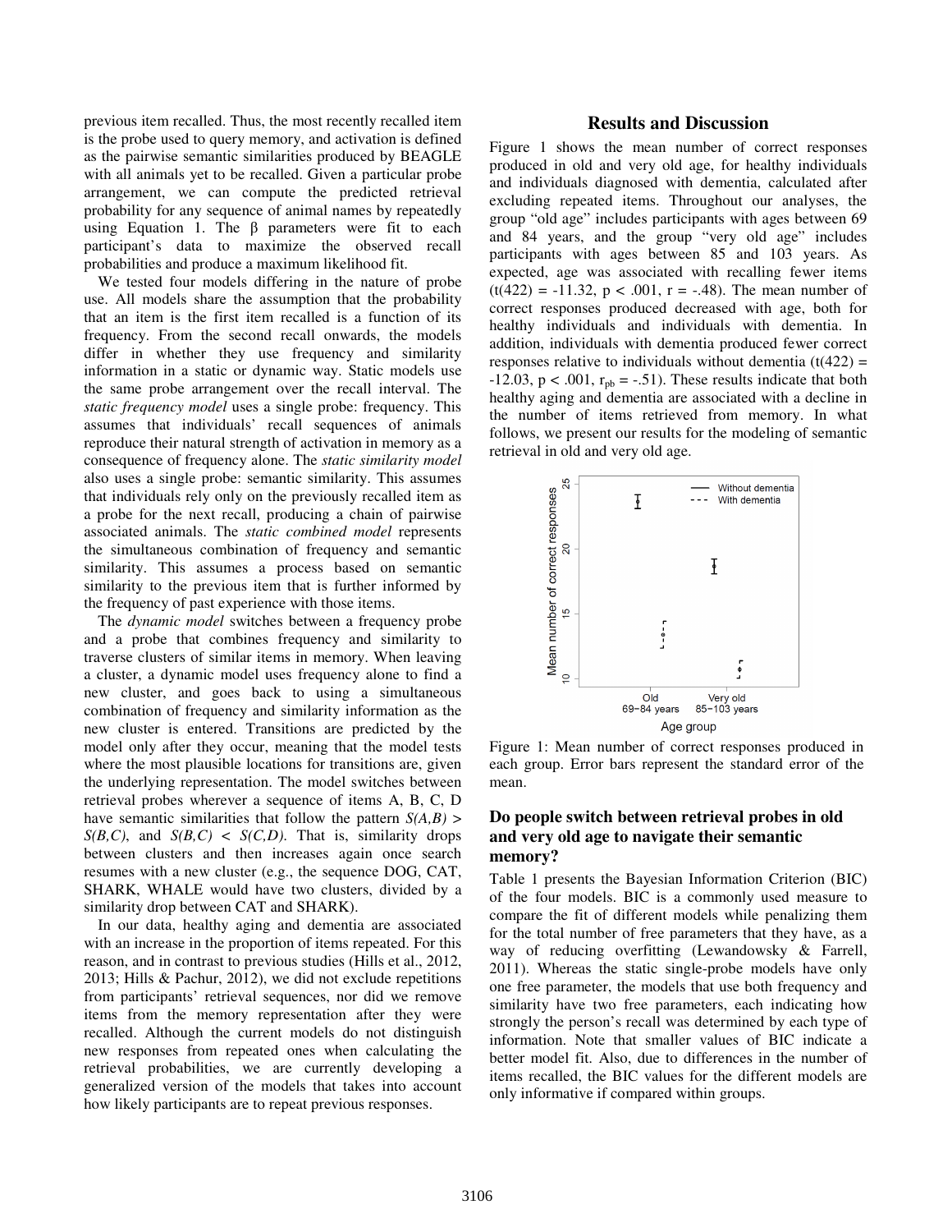previous item recalled. Thus, the most recently recalled item is the probe used to query memory, and activation is defined as the pairwise semantic similarities produced by BEAGLE with all animals yet to be recalled. Given a particular probe arrangement, we can compute the predicted retrieval probability for any sequence of animal names by repeatedly using Equation 1. The β parameters were fit to each participant's data to maximize the observed recall probabilities and produce a maximum likelihood fit.

We tested four models differing in the nature of probe use. All models share the assumption that the probability that an item is the first item recalled is a function of its frequency. From the second recall onwards, the models differ in whether they use frequency and similarity information in a static or dynamic way. Static models use the same probe arrangement over the recall interval. The *static frequency model* uses a single probe: frequency. This assumes that individuals' recall sequences of animals reproduce their natural strength of activation in memory as a consequence of frequency alone. The *static similarity model* also uses a single probe: semantic similarity. This assumes that individuals rely only on the previously recalled item as a probe for the next recall, producing a chain of pairwise associated animals. The *static combined model* represents the simultaneous combination of frequency and semantic similarity. This assumes a process based on semantic similarity to the previous item that is further informed by the frequency of past experience with those items.

The *dynamic model* switches between a frequency probe and a probe that combines frequency and similarity to traverse clusters of similar items in memory. When leaving a cluster, a dynamic model uses frequency alone to find a new cluster, and goes back to using a simultaneous combination of frequency and similarity information as the new cluster is entered. Transitions are predicted by the model only after they occur, meaning that the model tests where the most plausible locations for transitions are, given the underlying representation. The model switches between retrieval probes wherever a sequence of items A, B, C, D have semantic similarities that follow the pattern $S(A,B) > S(B,C)$, and $S(B,C) < S(C,D)$. That is, similarity drops between clusters and then increases again once search resumes with a new cluster (e.g., the sequence DOG, CAT, SHARK, WHALE would have two clusters, divided by a similarity drop between CAT and SHARK).

In our data, healthy aging and dementia are associated with an increase in the proportion of items repeated. For this reason, and in contrast to previous studies (Hills et al., 2012, 2013; Hills & Pachur, 2012), we did not exclude repetitions from participants' retrieval sequences, nor did we remove items from the memory representation after they were recalled. Although the current models do not distinguish new responses from repeated ones when calculating the retrieval probabilities, we are currently developing a generalized version of the models that takes into account how likely participants are to repeat previous responses.

## Results and Discussion

Figure 1 shows the mean number of correct responses produced in old and very old age, for healthy individuals and individuals diagnosed with dementia, calculated after excluding repeated items. Throughout our analyses, the group "old age" includes participants with ages between 69 and 84 years, and the group "very old age" includes participants with ages between 85 and 103 years. As expected, age was associated with recalling fewer items ($t(422) = -11.32$, $p < .001$, $r = -.48$). The mean number of correct responses produced decreased with age, both for healthy individuals and individuals with dementia. In addition, individuals with dementia produced fewer correct responses relative to individuals without dementia ($t(422) = -12.03$, $p < .001$, $r_{pb} = -.51$). These results indicate that both healthy aging and dementia are associated with a decline in the number of items retrieved from memory. In what follows, we present our results for the modeling of semantic retrieval in old and very old age.

Figure 1: Mean number of correct responses produced in each group. Error bars represent the standard error of the mean.

### Do people switch between retrieval probes in old and very old age to navigate their semantic memory?

Table 1 presents the Bayesian Information Criterion (BIC) of the four models. BIC is a commonly used measure to compare the fit of different models while penalizing them for the total number of free parameters that they have, as a way of reducing overfitting (Lewandowsky & Farrell, 2011). Whereas the static single-probe models have only one free parameter, the models that use both frequency and similarity have two free parameters, each indicating how strongly the person's recall was determined by each type of information. Note that smaller values of BIC indicate a better model fit. Also, due to differences in the number of items recalled, the BIC values for the different models are only informative if compared within groups.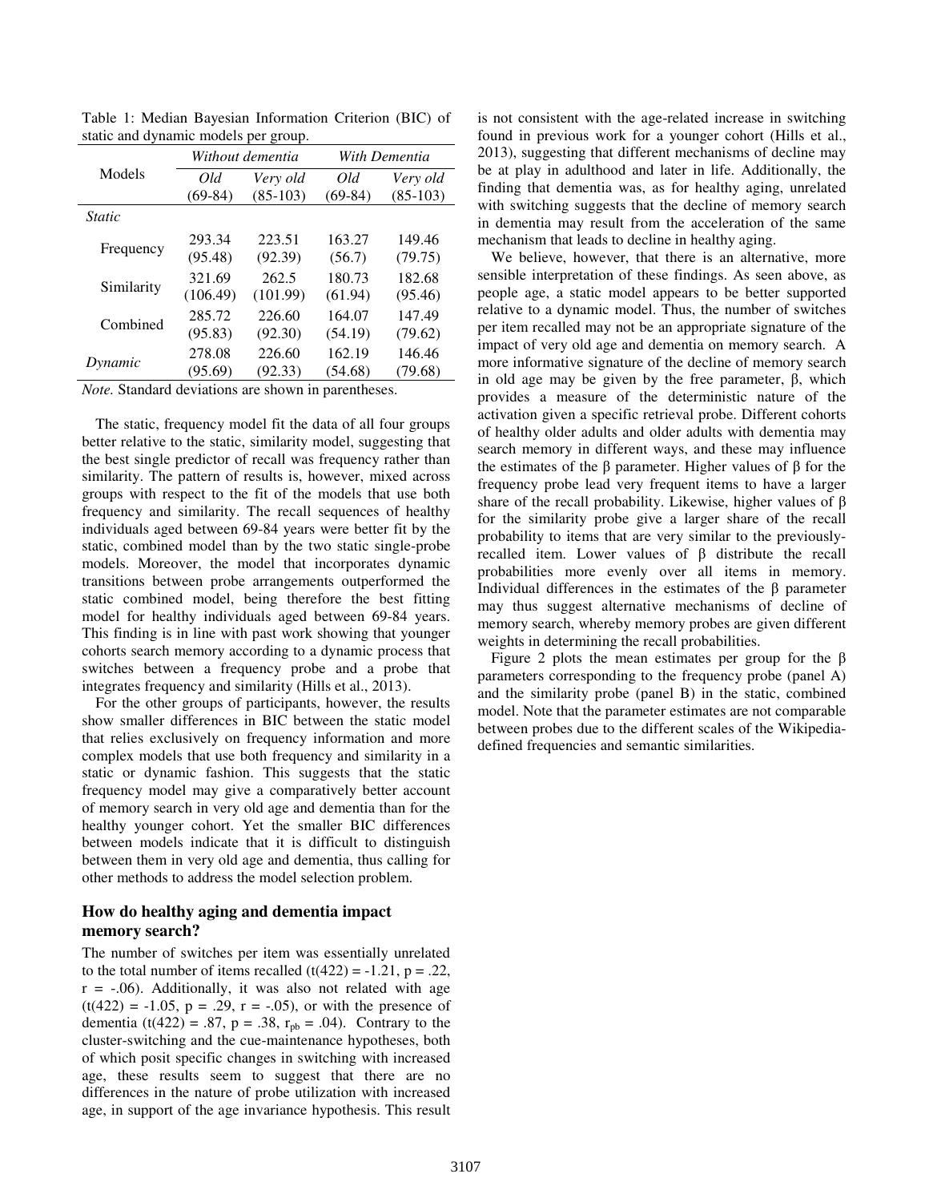Table 1: Median Bayesian Information Criterion (BIC) of static and dynamic models per group.

| Models | *Without dementia* | | *With Dementia* | |
|---|---|---|---|---|
| | *Old* (69-84) | *Very old* (85-103) | *Old* (69-84) | *Very old* (85-103) |
| *Static* | | | | |
| Frequency | 293.34 (95.48) | 223.51 (92.39) | 163.27 (56.7) | 149.46 (79.75) |
| Similarity | 321.69 (106.49) | 262.5 (101.99) | 180.73 (61.94) | 182.68 (95.46) |
| Combined | 285.72 (95.83) | 226.60 (92.30) | 164.07 (54.19) | 147.49 (79.62) |
| *Dynamic* | 278.08 (95.69) | 226.60 (92.33) | 162.19 (54.68) | 146.46 (79.68) |

*Note.* Standard deviations are shown in parentheses.

The static, frequency model fit the data of all four groups better relative to the static, similarity model, suggesting that the best single predictor of recall was frequency rather than similarity. The pattern of results is, however, mixed across groups with respect to the fit of the models that use both frequency and similarity. The recall sequences of healthy individuals aged between 69-84 years were better fit by the static, combined model than by the two static single-probe models. Moreover, the model that incorporates dynamic transitions between probe arrangements outperformed the static combined model, being therefore the best fitting model for healthy individuals aged between 69-84 years. This finding is in line with past work showing that younger cohorts search memory according to a dynamic process that switches between a frequency probe and a probe that integrates frequency and similarity (Hills et al., 2013).

For the other groups of participants, however, the results show smaller differences in BIC between the static model that relies exclusively on frequency information and more complex models that use both frequency and similarity in a static or dynamic fashion. This suggests that the static frequency model may give a comparatively better account of memory search in very old age and dementia than for the healthy younger cohort. Yet the smaller BIC differences between models indicate that it is difficult to distinguish between them in very old age and dementia, thus calling for other methods to address the model selection problem.

## How do healthy aging and dementia impact memory search?

The number of switches per item was essentially unrelated to the total number of items recalled ($t(422) = -1.21$, $p = .22$, $r = -.06$). Additionally, it was also not related with age ($t(422) = -1.05$, $p = .29$, $r = -.05$), or with the presence of dementia ($t(422) = .87$, $p = .38$, $r_{pb} = .04$). Contrary to the cluster-switching and the cue-maintenance hypotheses, both of which posit specific changes in switching with increased age, these results seem to suggest that there are no differences in the nature of probe utilization with increased age, in support of the age invariance hypothesis. This result is not consistent with the age-related increase in switching found in previous work for a younger cohort (Hills et al., 2013), suggesting that different mechanisms of decline may be at play in adulthood and later in life. Additionally, the finding that dementia was, as for healthy aging, unrelated with switching suggests that the decline of memory search in dementia may result from the acceleration of the same mechanism that leads to decline in healthy aging.

We believe, however, that there is an alternative, more sensible interpretation of these findings. As seen above, as people age, a static model appears to be better supported relative to a dynamic model. Thus, the number of switches per item recalled may not be an appropriate signature of the impact of very old age and dementia on memory search. A more informative signature of the decline of memory search in old age may be given by the free parameter, $\beta$, which provides a measure of the deterministic nature of the activation given a specific retrieval probe. Different cohorts of healthy older adults and older adults with dementia may search memory in different ways, and these may influence the estimates of the $\beta$ parameter. Higher values of $\beta$ for the frequency probe lead very frequent items to have a larger share of the recall probability. Likewise, higher values of $\beta$ for the similarity probe give a larger share of the recall probability to items that are very similar to the previously-recalled item. Lower values of $\beta$ distribute the recall probabilities more evenly over all items in memory. Individual differences in the estimates of the $\beta$ parameter may thus suggest alternative mechanisms of decline of memory search, whereby memory probes are given different weights in determining the recall probabilities.

Figure 2 plots the mean estimates per group for the $\beta$ parameters corresponding to the frequency probe (panel A) and the similarity probe (panel B) in the static, combined model. Note that the parameter estimates are not comparable between probes due to the different scales of the Wikipedia-defined frequencies and semantic similarities.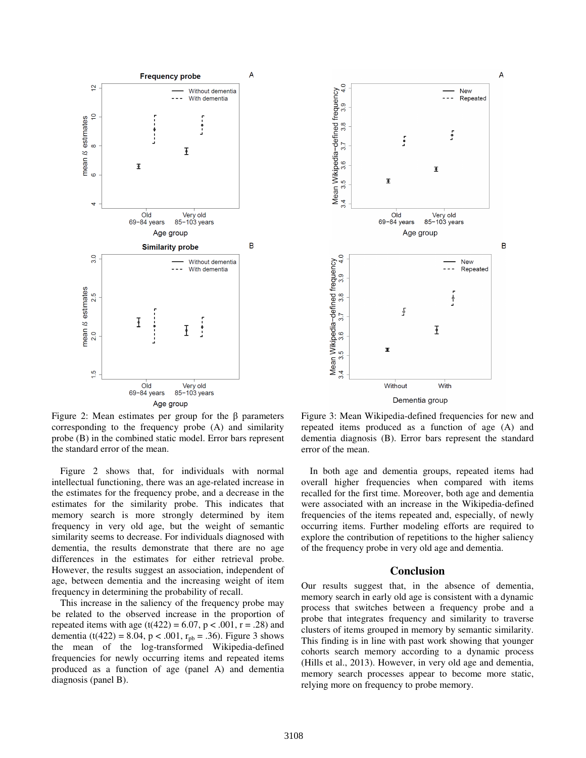Figure 2: Mean estimates per group for the β parameters corresponding to the frequency probe (A) and similarity probe (B) in the combined static model. Error bars represent the standard error of the mean.

Figure 2 shows that, for individuals with normal intellectual functioning, there was an age-related increase in the estimates for the frequency probe, and a decrease in the estimates for the similarity probe. This indicates that memory search is more strongly determined by item frequency in very old age, but the weight of semantic similarity seems to decrease. For individuals diagnosed with dementia, the results demonstrate that there are no age differences in the estimates for either retrieval probe. However, the results suggest an association, independent of age, between dementia and the increasing weight of item frequency in determining the probability of recall.

This increase in the saliency of the frequency probe may be related to the observed increase in the proportion of repeated items with age ($t(422) = 6.07$, $p < .001$, $r = .28$) and dementia ($t(422) = 8.04$, $p < .001$, $r_{pb} = .36$). Figure 3 shows the mean of the log-transformed Wikipedia-defined frequencies for newly occurring items and repeated items produced as a function of age (panel A) and dementia diagnosis (panel B).

Figure 3: Mean Wikipedia-defined frequencies for new and repeated items produced as a function of age (A) and dementia diagnosis (B). Error bars represent the standard error of the mean.

In both age and dementia groups, repeated items had overall higher frequencies when compared with items recalled for the first time. Moreover, both age and dementia were associated with an increase in the Wikipedia-defined frequencies of the items repeated and, especially, of newly occurring items. Further modeling efforts are required to explore the contribution of repetitions to the higher saliency of the frequency probe in very old age and dementia.

## Conclusion

Our results suggest that, in the absence of dementia, memory search in early old age is consistent with a dynamic process that switches between a frequency probe and a probe that integrates frequency and similarity to traverse clusters of items grouped in memory by semantic similarity. This finding is in line with past work showing that younger cohorts search memory according to a dynamic process (Hills et al., 2013). However, in very old age and dementia, memory search processes appear to become more static, relying more on frequency to probe memory.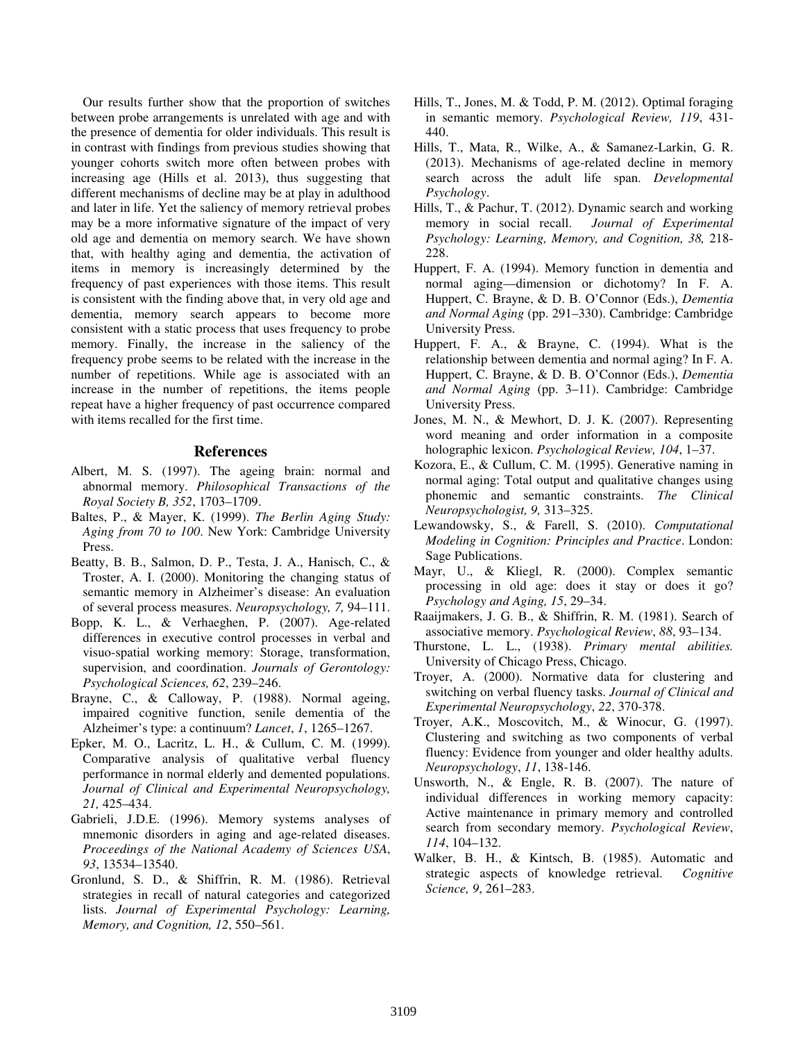Our results further show that the proportion of switches between probe arrangements is unrelated with age and with the presence of dementia for older individuals. This result is in contrast with findings from previous studies showing that younger cohorts switch more often between probes with increasing age (Hills et al. 2013), thus suggesting that different mechanisms of decline may be at play in adulthood and later in life. Yet the saliency of memory retrieval probes may be a more informative signature of the impact of very old age and dementia on memory search. We have shown that, with healthy aging and dementia, the activation of items in memory is increasingly determined by the frequency of past experiences with those items. This result is consistent with the finding above that, in very old age and dementia, memory search appears to become more consistent with a static process that uses frequency to probe memory. Finally, the increase in the saliency of the frequency probe seems to be related with the increase in the number of repetitions. While age is associated with an increase in the number of repetitions, the items people repeat have a higher frequency of past occurrence compared with items recalled for the first time.

## References

Albert, M. S. (1997). The ageing brain: normal and abnormal memory. *Philosophical Transactions of the Royal Society B, 352*, 1703–1709.

Baltes, P., & Mayer, K. (1999). *The Berlin Aging Study: Aging from 70 to 100*. New York: Cambridge University Press.

Beatty, B. B., Salmon, D. P., Testa, J. A., Hanisch, C., & Troster, A. I. (2000). Monitoring the changing status of semantic memory in Alzheimer's disease: An evaluation of several process measures. *Neuropsychology, 7,* 94–111.

Bopp, K. L., & Verhaeghen, P. (2007). Age-related differences in executive control processes in verbal and visuo-spatial working memory: Storage, transformation, supervision, and coordination. *Journals of Gerontology: Psychological Sciences, 62*, 239–246.

Brayne, C., & Calloway, P. (1988). Normal ageing, impaired cognitive function, senile dementia of the Alzheimer's type: a continuum? *Lancet*, *1*, 1265–1267.

Epker, M. O., Lacritz, L. H., & Cullum, C. M. (1999). Comparative analysis of qualitative verbal fluency performance in normal elderly and demented populations. *Journal of Clinical and Experimental Neuropsychology, 21,* 425–434.

Gabrieli, J.D.E. (1996). Memory systems analyses of mnemonic disorders in aging and age-related diseases. *Proceedings of the National Academy of Sciences USA*, *93*, 13534–13540.

Gronlund, S. D., & Shiffrin, R. M. (1986). Retrieval strategies in recall of natural categories and categorized lists. *Journal of Experimental Psychology: Learning, Memory, and Cognition, 12*, 550–561.

Hills, T., Jones, M. & Todd, P. M. (2012). Optimal foraging in semantic memory. *Psychological Review, 119*, 431-440.

Hills, T., Mata, R., Wilke, A., & Samanez-Larkin, G. R. (2013). Mechanisms of age-related decline in memory search across the adult life span. *Developmental Psychology*.

Hills, T., & Pachur, T. (2012). Dynamic search and working memory in social recall. *Journal of Experimental Psychology: Learning, Memory, and Cognition, 38,* 218-228.

Huppert, F. A. (1994). Memory function in dementia and normal aging—dimension or dichotomy? In F. A. Huppert, C. Brayne, & D. B. O'Connor (Eds.), *Dementia and Normal Aging* (pp. 291–330). Cambridge: Cambridge University Press.

Huppert, F. A., & Brayne, C. (1994). What is the relationship between dementia and normal aging? In F. A. Huppert, C. Brayne, & D. B. O'Connor (Eds.), *Dementia and Normal Aging* (pp. 3–11). Cambridge: Cambridge University Press.

Jones, M. N., & Mewhort, D. J. K. (2007). Representing word meaning and order information in a composite holographic lexicon. *Psychological Review, 104*, 1–37.

Kozora, E., & Cullum, C. M. (1995). Generative naming in normal aging: Total output and qualitative changes using phonemic and semantic constraints. *The Clinical Neuropsychologist, 9,* 313–325.

Lewandowsky, S., & Farell, S. (2010). *Computational Modeling in Cognition: Principles and Practice*. London: Sage Publications.

Mayr, U., & Kliegl, R. (2000). Complex semantic processing in old age: does it stay or does it go? *Psychology and Aging, 15*, 29–34.

Raaijmakers, J. G. B., & Shiffrin, R. M. (1981). Search of associative memory. *Psychological Review*, *88*, 93–134.

Thurstone, L. L., (1938). *Primary mental abilities.* University of Chicago Press, Chicago.

Troyer, A. (2000). Normative data for clustering and switching on verbal fluency tasks. *Journal of Clinical and Experimental Neuropsychology*, *22*, 370-378.

Troyer, A.K., Moscovitch, M., & Winocur, G. (1997). Clustering and switching as two components of verbal fluency: Evidence from younger and older healthy adults. *Neuropsychology*, *11*, 138-146.

Unsworth, N., & Engle, R. B. (2007). The nature of individual differences in working memory capacity: Active maintenance in primary memory and controlled search from secondary memory. *Psychological Review*, *114*, 104–132.

Walker, B. H., & Kintsch, B. (1985). Automatic and strategic aspects of knowledge retrieval. *Cognitive Science, 9*, 261–283.